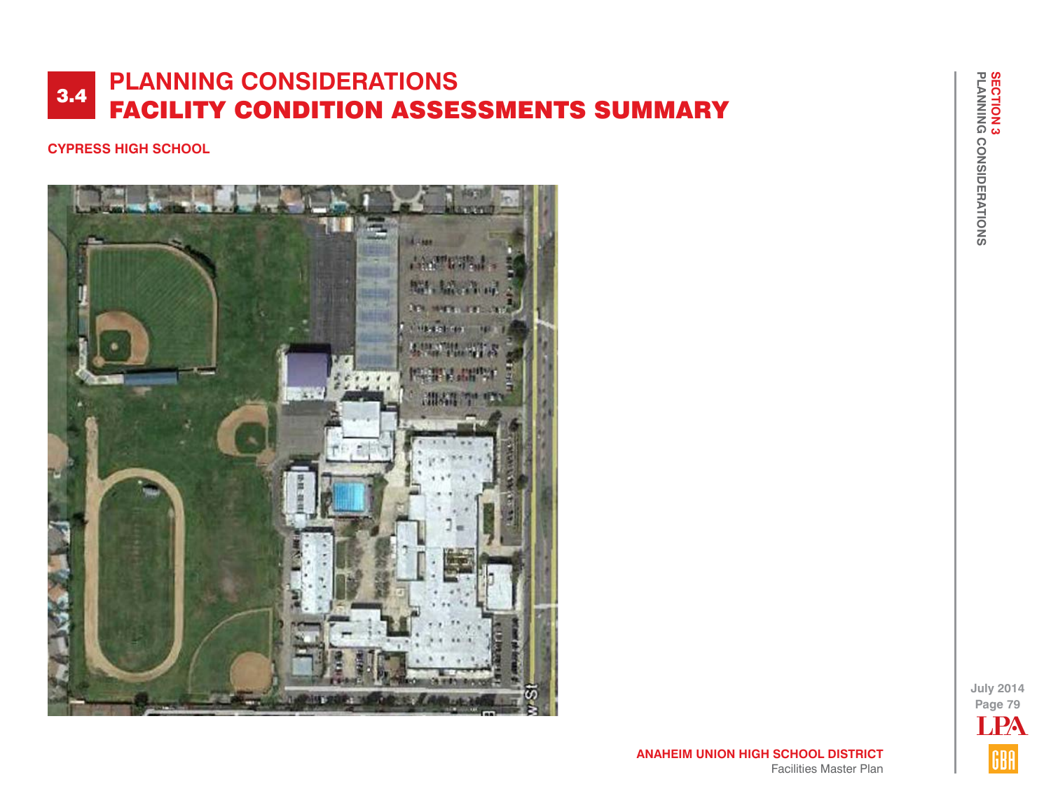# 3.4 PLANNING CONSIDERATIONS
## FACILITY CONDITION ASSESSMENTS SUMMARY

**CYPRESS HIGH SCHOOL**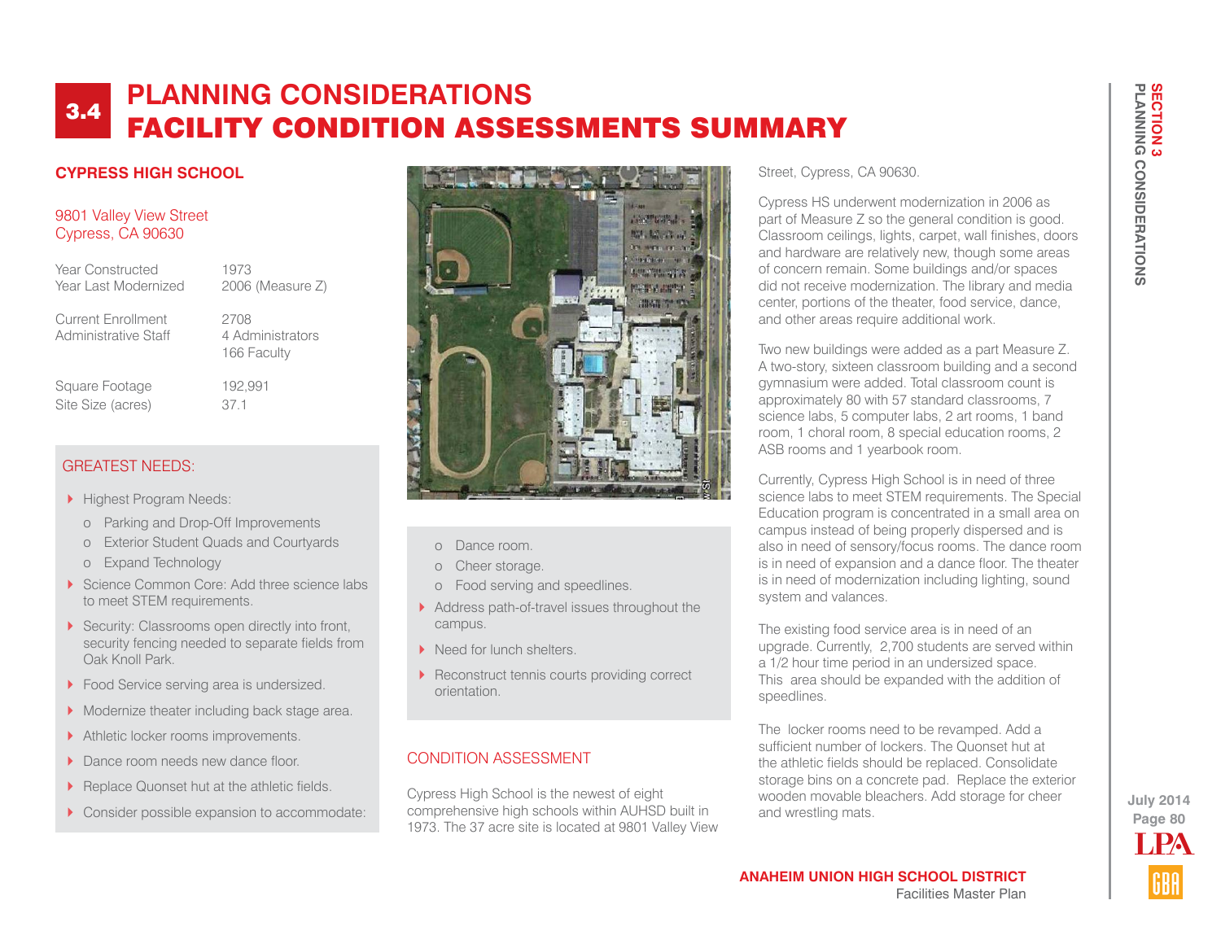# 3.4 PLANNING CONSIDERATIONS
# FACILITY CONDITION ASSESSMENTS SUMMARY

## CYPRESS HIGH SCHOOL

9801 Valley View Street
Cypress, CA 90630

| | |
|---|---|
| Year Constructed | 1973 |
| Year Last Modernized | 2006 (Measure Z) |
| Current Enrollment | 2708 |
| Administrative Staff | 4 Administrators<br>166 Faculty |
| Square Footage | 192,991 |
| Site Size (acres) | 37.1 |

### GREATEST NEEDS:

- Highest Program Needs:
  - Parking and Drop-Off Improvements
  - Exterior Student Quads and Courtyards
  - Expand Technology
- Science Common Core: Add three science labs to meet STEM requirements.
- Security: Classrooms open directly into front, security fencing needed to separate fields from Oak Knoll Park.
- Food Service serving area is undersized.
- Modernize theater including back stage area.
- Athletic locker rooms improvements.
- Dance room needs new dance floor.
- Replace Quonset hut at the athletic fields.
- Consider possible expansion to accommodate:
  - Dance room.
  - Cheer storage.
  - Food serving and speedlines.
- Address path-of-travel issues throughout the campus.
- Need for lunch shelters.
- Reconstruct tennis courts providing correct orientation.

### CONDITION ASSESSMENT

Cypress High School is the newest of eight comprehensive high schools within AUHSD built in 1973. The 37 acre site is located at 9801 Valley View Street, Cypress, CA 90630.

Cypress HS underwent modernization in 2006 as part of Measure Z so the general condition is good. Classroom ceilings, lights, carpet, wall finishes, doors and hardware are relatively new, though some areas of concern remain. Some buildings and/or spaces did not receive modernization. The library and media center, portions of the theater, food service, dance, and other areas require additional work.

Two new buildings were added as a part Measure Z. A two-story, sixteen classroom building and a second gymnasium were added. Total classroom count is approximately 80 with 57 standard classrooms, 7 science labs, 5 computer labs, 2 art rooms, 1 band room, 1 choral room, 8 special education rooms, 2 ASB rooms and 1 yearbook room.

Currently, Cypress High School is in need of three science labs to meet STEM requirements. The Special Education program is concentrated in a small area on campus instead of being properly dispersed and is also in need of sensory/focus rooms. The dance room is in need of expansion and a dance floor. The theater is in need of modernization including lighting, sound system and valances.

The existing food service area is in need of an upgrade. Currently, 2,700 students are served within a 1/2 hour time period in an undersized space. This area should be expanded with the addition of speedlines.

The locker rooms need to be revamped. Add a sufficient number of lockers. The Quonset hut at the athletic fields should be replaced. Consolidate storage bins on a concrete pad. Replace the exterior wooden movable bleachers. Add storage for cheer and wrestling mats.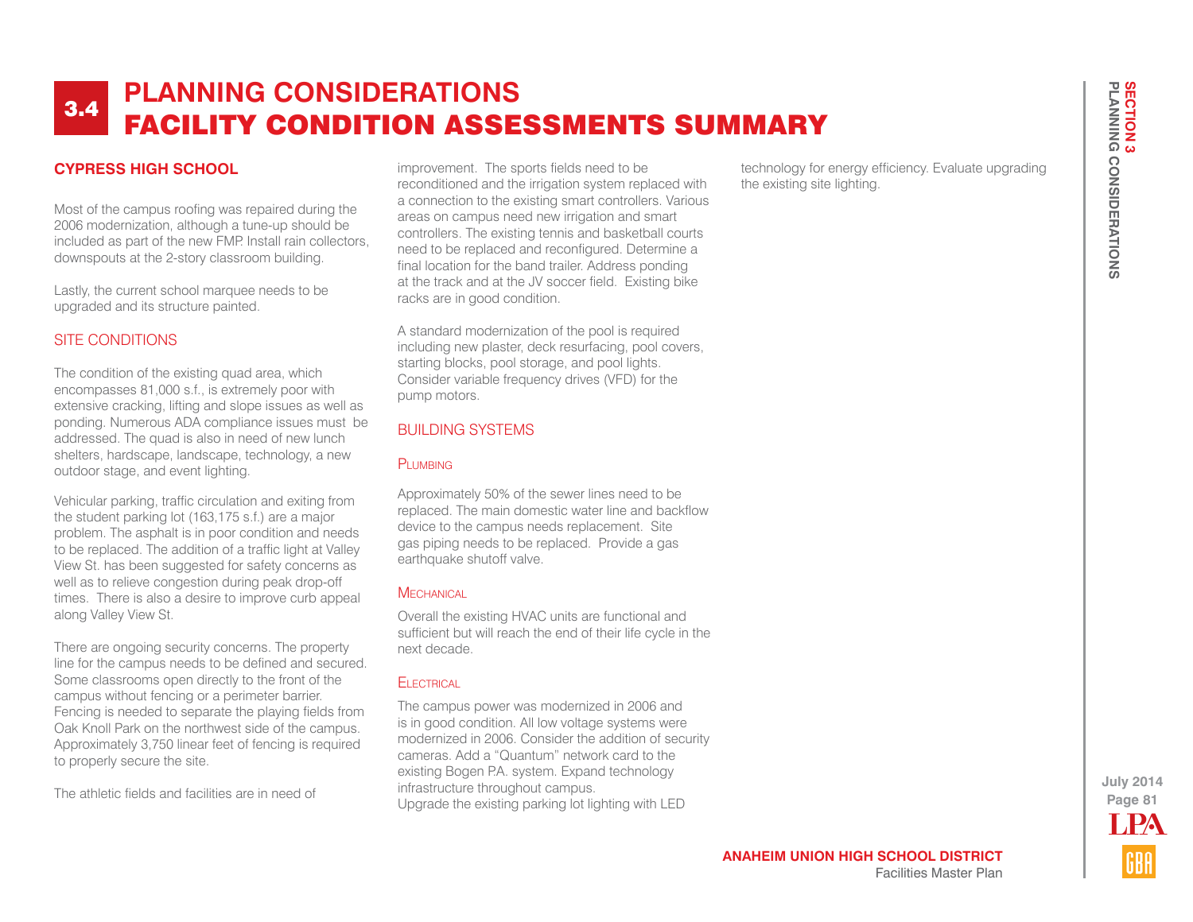# 3.4 PLANNING CONSIDERATIONS
# FACILITY CONDITION ASSESSMENTS SUMMARY

## CYPRESS HIGH SCHOOL

Most of the campus roofing was repaired during the 2006 modernization, although a tune-up should be included as part of the new FMP. Install rain collectors, downspouts at the 2-story classroom building.

Lastly, the current school marquee needs to be upgraded and its structure painted.

### SITE CONDITIONS

The condition of the existing quad area, which encompasses 81,000 s.f., is extremely poor with extensive cracking, lifting and slope issues as well as ponding. Numerous ADA compliance issues must be addressed. The quad is also in need of new lunch shelters, hardscape, landscape, technology, a new outdoor stage, and event lighting.

Vehicular parking, traffic circulation and exiting from the student parking lot (163,175 s.f.) are a major problem. The asphalt is in poor condition and needs to be replaced. The addition of a traffic light at Valley View St. has been suggested for safety concerns as well as to relieve congestion during peak drop-off times. There is also a desire to improve curb appeal along Valley View St.

There are ongoing security concerns. The property line for the campus needs to be defined and secured. Some classrooms open directly to the front of the campus without fencing or a perimeter barrier. Fencing is needed to separate the playing fields from Oak Knoll Park on the northwest side of the campus. Approximately 3,750 linear feet of fencing is required to properly secure the site.

The athletic fields and facilities are in need of improvement. The sports fields need to be reconditioned and the irrigation system replaced with a connection to the existing smart controllers. Various areas on campus need new irrigation and smart controllers. The existing tennis and basketball courts need to be replaced and reconfigured. Determine a final location for the band trailer. Address ponding at the track and at the JV soccer field. Existing bike racks are in good condition.

A standard modernization of the pool is required including new plaster, deck resurfacing, pool covers, starting blocks, pool storage, and pool lights. Consider variable frequency drives (VFD) for the pump motors.

### BUILDING SYSTEMS

#### Plumbing

Approximately 50% of the sewer lines need to be replaced. The main domestic water line and backflow device to the campus needs replacement. Site gas piping needs to be replaced. Provide a gas earthquake shutoff valve.

#### Mechanical

Overall the existing HVAC units are functional and sufficient but will reach the end of their life cycle in the next decade.

#### Electrical

The campus power was modernized in 2006 and is in good condition. All low voltage systems were modernized in 2006. Consider the addition of security cameras. Add a "Quantum" network card to the existing Bogen P.A. system. Expand technology infrastructure throughout campus.
Upgrade the existing parking lot lighting with LED technology for energy efficiency. Evaluate upgrading the existing site lighting.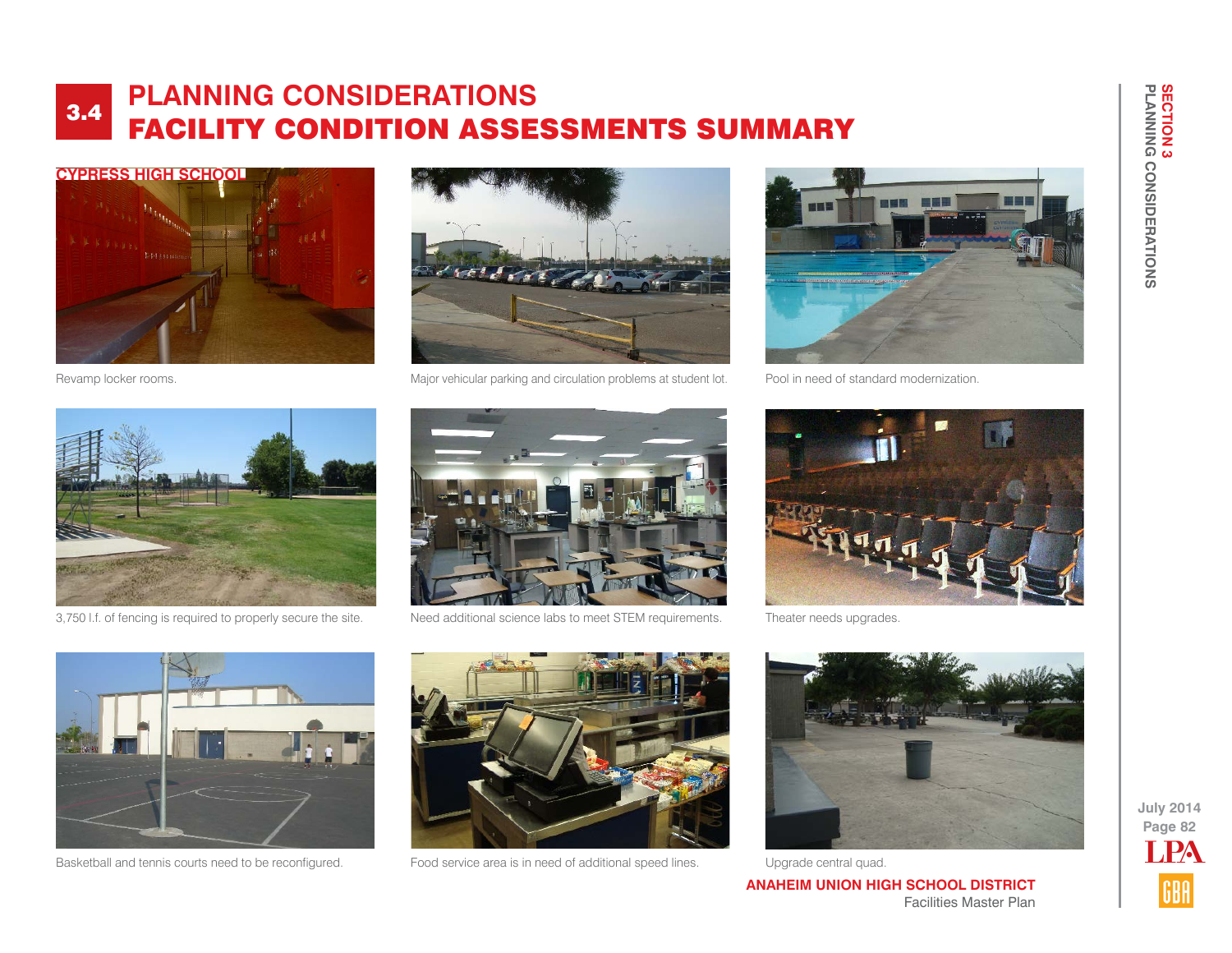# 3.4 PLANNING CONSIDERATIONS
# FACILITY CONDITION ASSESSMENTS SUMMARY

## CYPRESS HIGH SCHOOL

Revamp locker rooms.

Major vehicular parking and circulation problems at student lot.

Pool in need of standard modernization.

3,750 l.f. of fencing is required to properly secure the site.

Need additional science labs to meet STEM requirements.

Theater needs upgrades.

Basketball and tennis courts need to be reconfigured.

Food service area is in need of additional speed lines.

Upgrade central quad.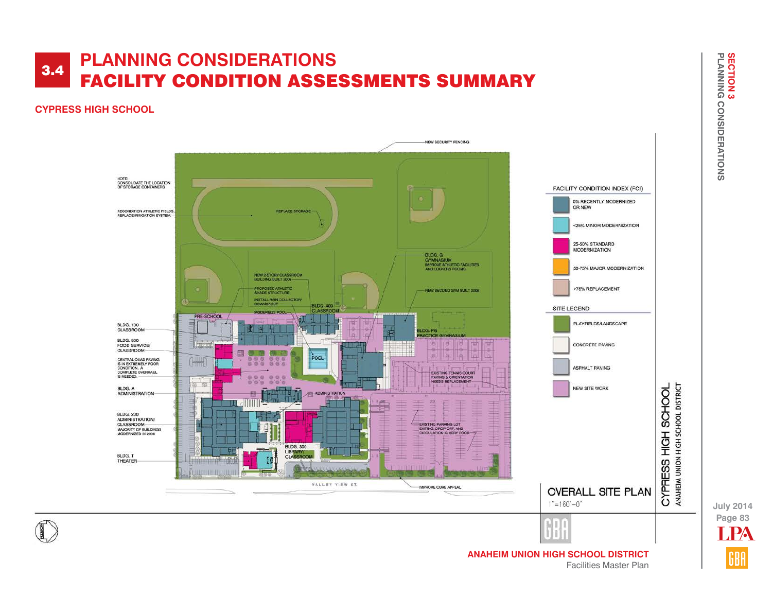# 3.4 PLANNING CONSIDERATIONS
# FACILITY CONDITION ASSESSMENTS SUMMARY

## CYPRESS HIGH SCHOOL

NOTE: CONSOLIDATE THE LOCATION OF STORAGE CONTAINERS.

RECONDITION ATHLETIC FIELDS. REPLACE IRRIGATION SYSTEM.

NEW SECURITY FENCING

REPLACE STORAGE

NEW 2-STORY CLASSROOM BUILDING BUILT 2006

PROPOSED ATHLETIC SHADE STRUCTURE

INSTALL RAIN COLLECTOR/ DOWNSPOUT

MODERNIZE POOL

BLDG. 400 CLASSROOM

BLDG. G GYMNASIUM IMPROVE ATHLETIC FACILITIES AND LOCKERS ROOMS.

NEW SECOND GYM BUILT 2006

BLDG. PG PRACTICE GYMNASIUM

PRE-SCHOOL

BLDG. 100 CLASSROOM

BLDG. 500 FOOD SERVICE/ CLASSROOM

CENTRAL QUAD PAVING IS IN EXTREMELY POOR CONDITION. A COMPLETE OVERHAUL IS NEEDED.

POOL

EXISTING TENNIS COURT PAVING & ORIENTATION NEEDS REPLACEMENT

BLDG. A ADMINISTRATION

ADMINISTRATION

BLDG. 200 ADMINISTRATION/ CLASSROOM MAJORITY OF BUILDINGS MODERNIZED IN 2006

EXISTING PARKING LOT EXITING, DROP-OFF, AND CIRCULATION IS VERY POOR

BLDG. 300 LIBRARY/ CLASSROOM

BLDG. T THEATER

VALLEY VIEW ST.

IMPROVE CURB APPEAL

**FACILITY CONDITION INDEX (FCI)**

- 0% RECENTLY MODERNIZED OR NEW
- <25% MINOR MODERNIZATION
- 25-50% STANDARD MODERNIZATION
- 50-75% MAJOR MODERNIZATION
- >75% REPLACEMENT

**SITE LEGEND**

- PLAYFIELDS/LANDSCAPE
- CONCRETE PAVING
- ASPHALT PAVING
- NEW SITE WORK

**OVERALL SITE PLAN**
1"=160'-0"

CYPRESS HIGH SCHOOL
ANAHEIM UNION HIGH SCHOOL DISTRICT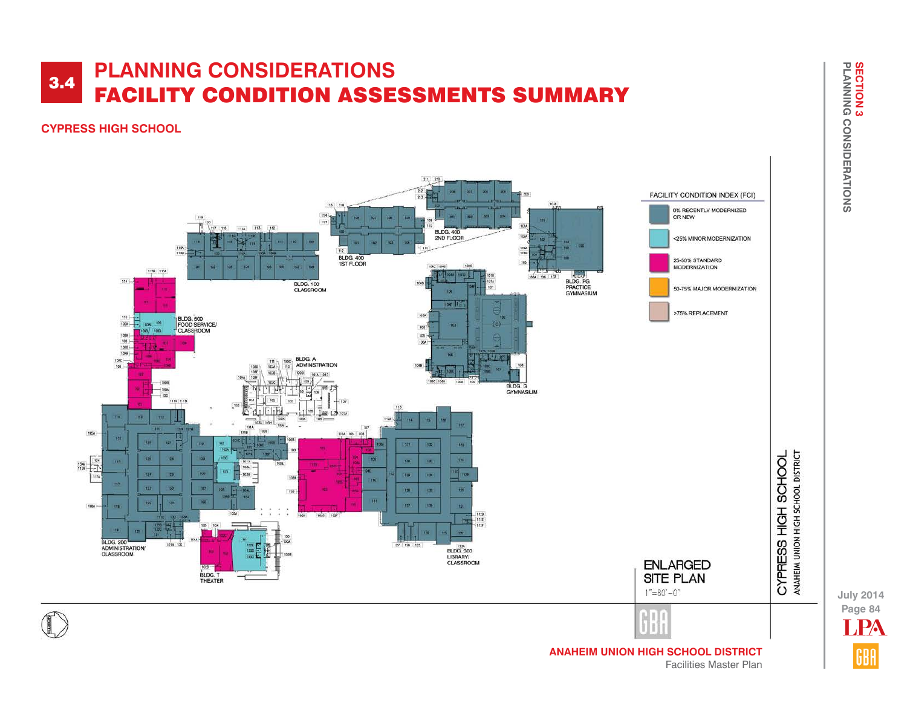# 3.4 PLANNING CONSIDERATIONS
# FACILITY CONDITION ASSESSMENTS SUMMARY

**CYPRESS HIGH SCHOOL**

FACILITY CONDITION INDEX (FCI)

- 0% RECENTLY MODERNIZED OR NEW
- <25% MINOR MODERNIZATION
- 25-50% STANDARD MODERNIZATION
- 50-75% MAJOR MODERNIZATION
- >75% REPLACEMENT

BLDG. 100 CLASSROOM

BLDG 400 1ST FLOOR

BLDG. 400 2ND FLOOR

BLDG. PG PRACTICE GYMNASIUM

BLDG. 500 FOOD SERVICE/ CLASSROOM

BLDG. A ADMINISTRATION

BLDG. G GYMNASIUM

BLDG. 200 ADMINISTRATION/ CLASSROOM

BLDG. T THEATER

BLDG. 300 LIBRARY/ CLASSROOM

ENLARGED SITE PLAN
1"=80'-0"

CYPRESS HIGH SCHOOL
ANAHEIM UNION HIGH SCHOOL DISTRICT

ANAHEIM UNION HIGH SCHOOL DISTRICT
Facilities Master Plan